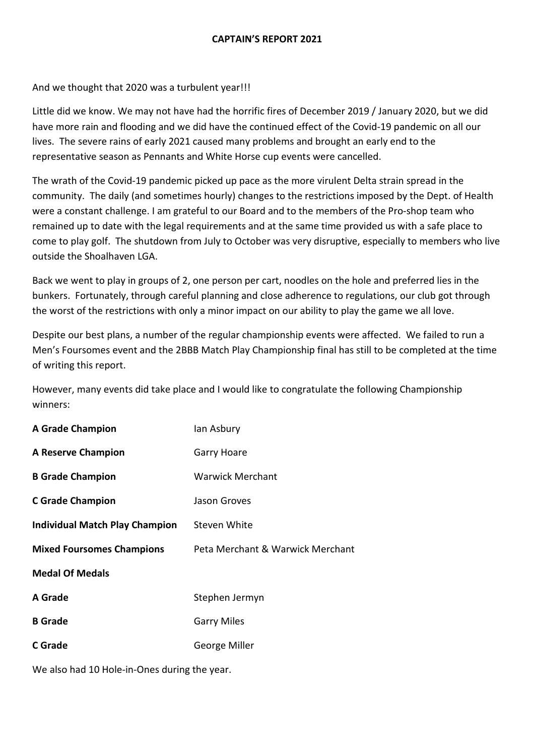# CAPTAIN'S REPORT 2021

And we thought that 2020 was a turbulent year!!!

Little did we know. We may not have had the horrific fires of December 2019 / January 2020, but we did have more rain and flooding and we did have the continued effect of the Covid-19 pandemic on all our lives. The severe rains of early 2021 caused many problems and brought an early end to the representative season as Pennants and White Horse cup events were cancelled.

The wrath of the Covid-19 pandemic picked up pace as the more virulent Delta strain spread in the community. The daily (and sometimes hourly) changes to the restrictions imposed by the Dept. of Health were a constant challenge. I am grateful to our Board and to the members of the Pro-shop team who remained up to date with the legal requirements and at the same time provided us with a safe place to come to play golf. The shutdown from July to October was very disruptive, especially to members who live outside the Shoalhaven LGA.

Back we went to play in groups of 2, one person per cart, noodles on the hole and preferred lies in the bunkers. Fortunately, through careful planning and close adherence to regulations, our club got through the worst of the restrictions with only a minor impact on our ability to play the game we all love.

Despite our best plans, a number of the regular championship events were affected. We failed to run a Men's Foursomes event and the 2BBB Match Play Championship final has still to be completed at the time of writing this report.

However, many events did take place and I would like to congratulate the following Championship winners:

| | |
|---|---|
| **A Grade Champion** | Ian Asbury |
| **A Reserve Champion** | Garry Hoare |
| **B Grade Champion** | Warwick Merchant |
| **C Grade Champion** | Jason Groves |
| **Individual Match Play Champion** | Steven White |
| **Mixed Foursomes Champions** | Peta Merchant & Warwick Merchant |
| **Medal Of Medals** | |
| **A Grade** | Stephen Jermyn |
| **B Grade** | Garry Miles |
| **C Grade** | George Miller |

We also had 10 Hole-in-Ones during the year.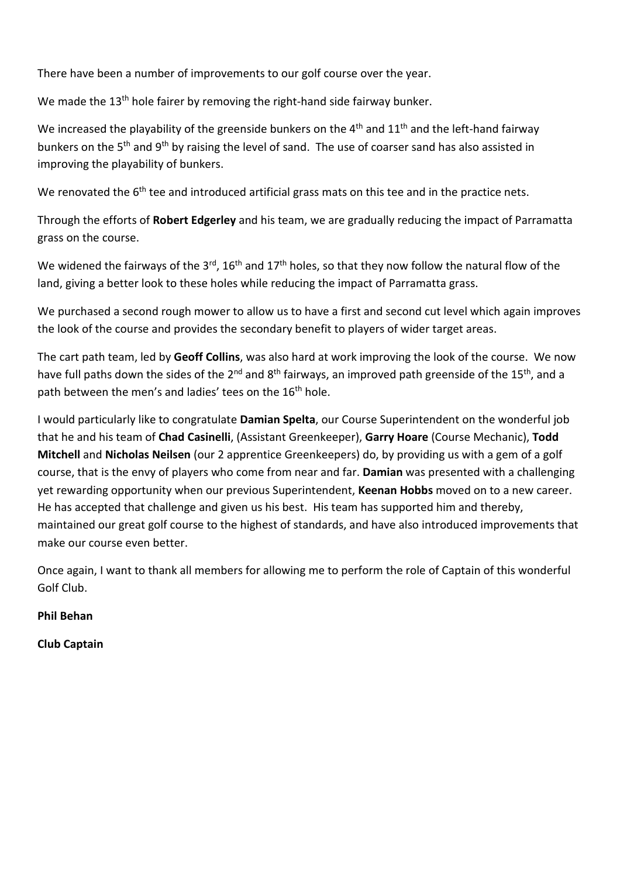There have been a number of improvements to our golf course over the year.

We made the 13th hole fairer by removing the right-hand side fairway bunker.

We increased the playability of the greenside bunkers on the 4th and 11th and the left-hand fairway bunkers on the 5th and 9th by raising the level of sand. The use of coarser sand has also assisted in improving the playability of bunkers.

We renovated the 6th tee and introduced artificial grass mats on this tee and in the practice nets.

Through the efforts of **Robert Edgerley** and his team, we are gradually reducing the impact of Parramatta grass on the course.

We widened the fairways of the 3rd, 16th and 17th holes, so that they now follow the natural flow of the land, giving a better look to these holes while reducing the impact of Parramatta grass.

We purchased a second rough mower to allow us to have a first and second cut level which again improves the look of the course and provides the secondary benefit to players of wider target areas.

The cart path team, led by **Geoff Collins**, was also hard at work improving the look of the course. We now have full paths down the sides of the 2nd and 8th fairways, an improved path greenside of the 15th, and a path between the men's and ladies' tees on the 16th hole.

I would particularly like to congratulate **Damian Spelta**, our Course Superintendent on the wonderful job that he and his team of **Chad Casinelli**, (Assistant Greenkeeper), **Garry Hoare** (Course Mechanic), **Todd Mitchell** and **Nicholas Neilsen** (our 2 apprentice Greenkeepers) do, by providing us with a gem of a golf course, that is the envy of players who come from near and far. **Damian** was presented with a challenging yet rewarding opportunity when our previous Superintendent, **Keenan Hobbs** moved on to a new career. He has accepted that challenge and given us his best. His team has supported him and thereby, maintained our great golf course to the highest of standards, and have also introduced improvements that make our course even better.

Once again, I want to thank all members for allowing me to perform the role of Captain of this wonderful Golf Club.

**Phil Behan**

**Club Captain**